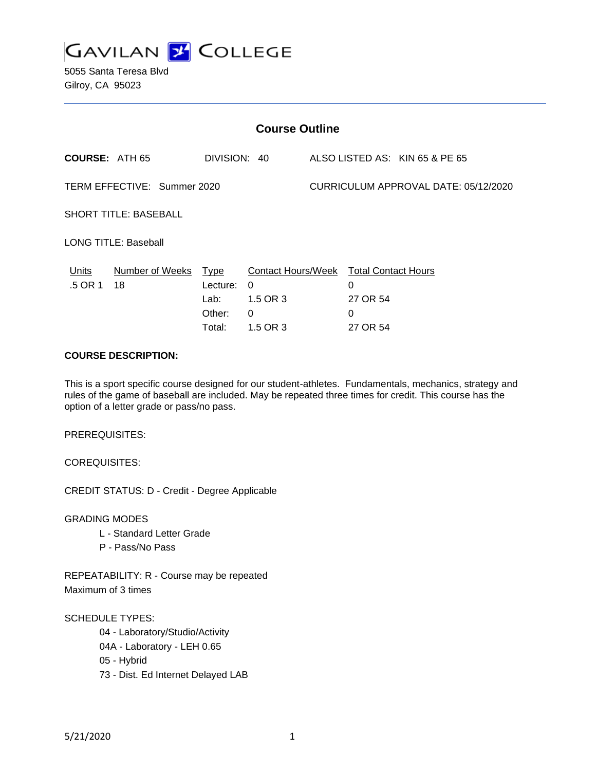# GAVILAN COLLEGE

5055 Santa Teresa Blvd
Gilroy, CA 95023

---

## Course Outline

**COURSE:** ATH 65 DIVISION: 40 ALSO LISTED AS: KIN 65 & PE 65

TERM EFFECTIVE: Summer 2020 CURRICULUM APPROVAL DATE: 05/12/2020

SHORT TITLE: BASEBALL

LONG TITLE: Baseball

| Units | Number of Weeks | Type | Contact Hours/Week | Total Contact Hours |
|---|---|---|---|---|
| .5 OR 1 | 18 | Lecture: | 0 | 0 |
| | | Lab: | 1.5 OR 3 | 27 OR 54 |
| | | Other: | 0 | 0 |
| | | Total: | 1.5 OR 3 | 27 OR 54 |

**COURSE DESCRIPTION:**

This is a sport specific course designed for our student-athletes. Fundamentals, mechanics, strategy and rules of the game of baseball are included. May be repeated three times for credit. This course has the option of a letter grade or pass/no pass.

PREREQUISITES:

COREQUISITES:

CREDIT STATUS: D - Credit - Degree Applicable

GRADING MODES

- L - Standard Letter Grade
- P - Pass/No Pass

REPEATABILITY: R - Course may be repeated
Maximum of 3 times

SCHEDULE TYPES:

- 04 - Laboratory/Studio/Activity
- 04A - Laboratory - LEH 0.65
- 05 - Hybrid
- 73 - Dist. Ed Internet Delayed LAB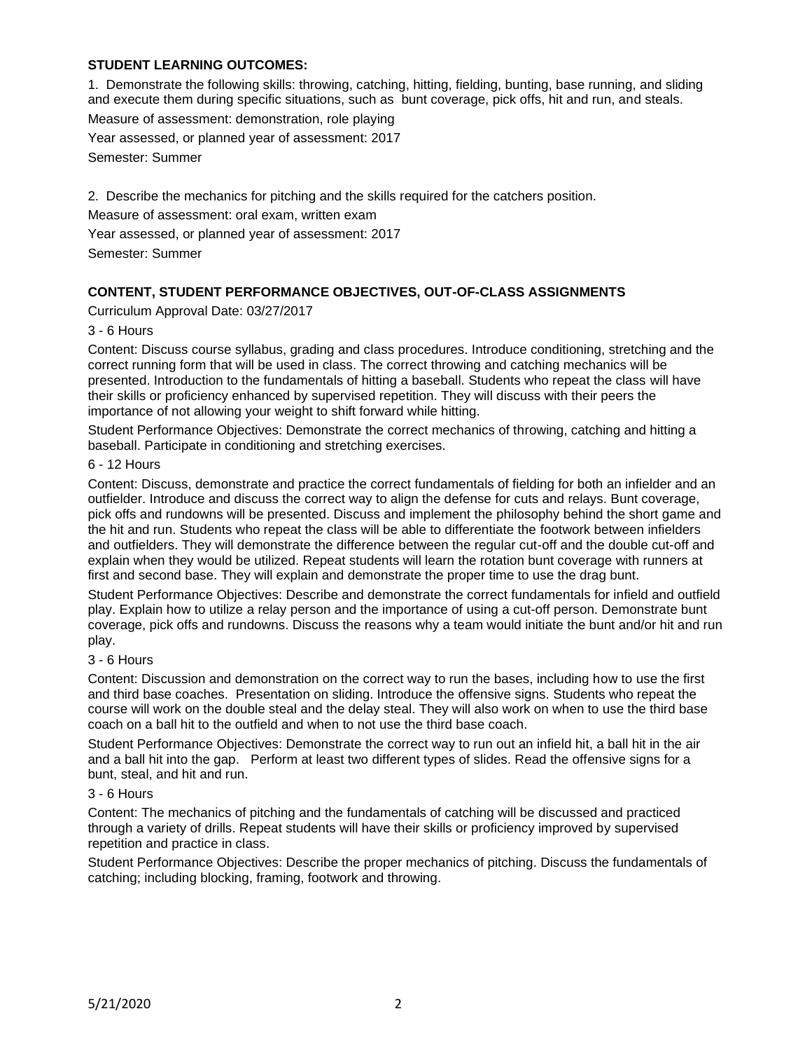**STUDENT LEARNING OUTCOMES:**

1. Demonstrate the following skills: throwing, catching, hitting, fielding, bunting, base running, and sliding and execute them during specific situations, such as bunt coverage, pick offs, hit and run, and steals.

Measure of assessment: demonstration, role playing

Year assessed, or planned year of assessment: 2017

Semester: Summer

2. Describe the mechanics for pitching and the skills required for the catchers position.

Measure of assessment: oral exam, written exam

Year assessed, or planned year of assessment: 2017

Semester: Summer

**CONTENT, STUDENT PERFORMANCE OBJECTIVES, OUT-OF-CLASS ASSIGNMENTS**

Curriculum Approval Date: 03/27/2017

3 - 6 Hours

Content: Discuss course syllabus, grading and class procedures. Introduce conditioning, stretching and the correct running form that will be used in class. The correct throwing and catching mechanics will be presented. Introduction to the fundamentals of hitting a baseball. Students who repeat the class will have their skills or proficiency enhanced by supervised repetition. They will discuss with their peers the importance of not allowing your weight to shift forward while hitting.

Student Performance Objectives: Demonstrate the correct mechanics of throwing, catching and hitting a baseball. Participate in conditioning and stretching exercises.

6 - 12 Hours

Content: Discuss, demonstrate and practice the correct fundamentals of fielding for both an infielder and an outfielder. Introduce and discuss the correct way to align the defense for cuts and relays. Bunt coverage, pick offs and rundowns will be presented. Discuss and implement the philosophy behind the short game and the hit and run. Students who repeat the class will be able to differentiate the footwork between infielders and outfielders. They will demonstrate the difference between the regular cut-off and the double cut-off and explain when they would be utilized. Repeat students will learn the rotation bunt coverage with runners at first and second base. They will explain and demonstrate the proper time to use the drag bunt.

Student Performance Objectives: Describe and demonstrate the correct fundamentals for infield and outfield play. Explain how to utilize a relay person and the importance of using a cut-off person. Demonstrate bunt coverage, pick offs and rundowns. Discuss the reasons why a team would initiate the bunt and/or hit and run play.

3 - 6 Hours

Content: Discussion and demonstration on the correct way to run the bases, including how to use the first and third base coaches. Presentation on sliding. Introduce the offensive signs. Students who repeat the course will work on the double steal and the delay steal. They will also work on when to use the third base coach on a ball hit to the outfield and when to not use the third base coach.

Student Performance Objectives: Demonstrate the correct way to run out an infield hit, a ball hit in the air and a ball hit into the gap. Perform at least two different types of slides. Read the offensive signs for a bunt, steal, and hit and run.

3 - 6 Hours

Content: The mechanics of pitching and the fundamentals of catching will be discussed and practiced through a variety of drills. Repeat students will have their skills or proficiency improved by supervised repetition and practice in class.

Student Performance Objectives: Describe the proper mechanics of pitching. Discuss the fundamentals of catching; including blocking, framing, footwork and throwing.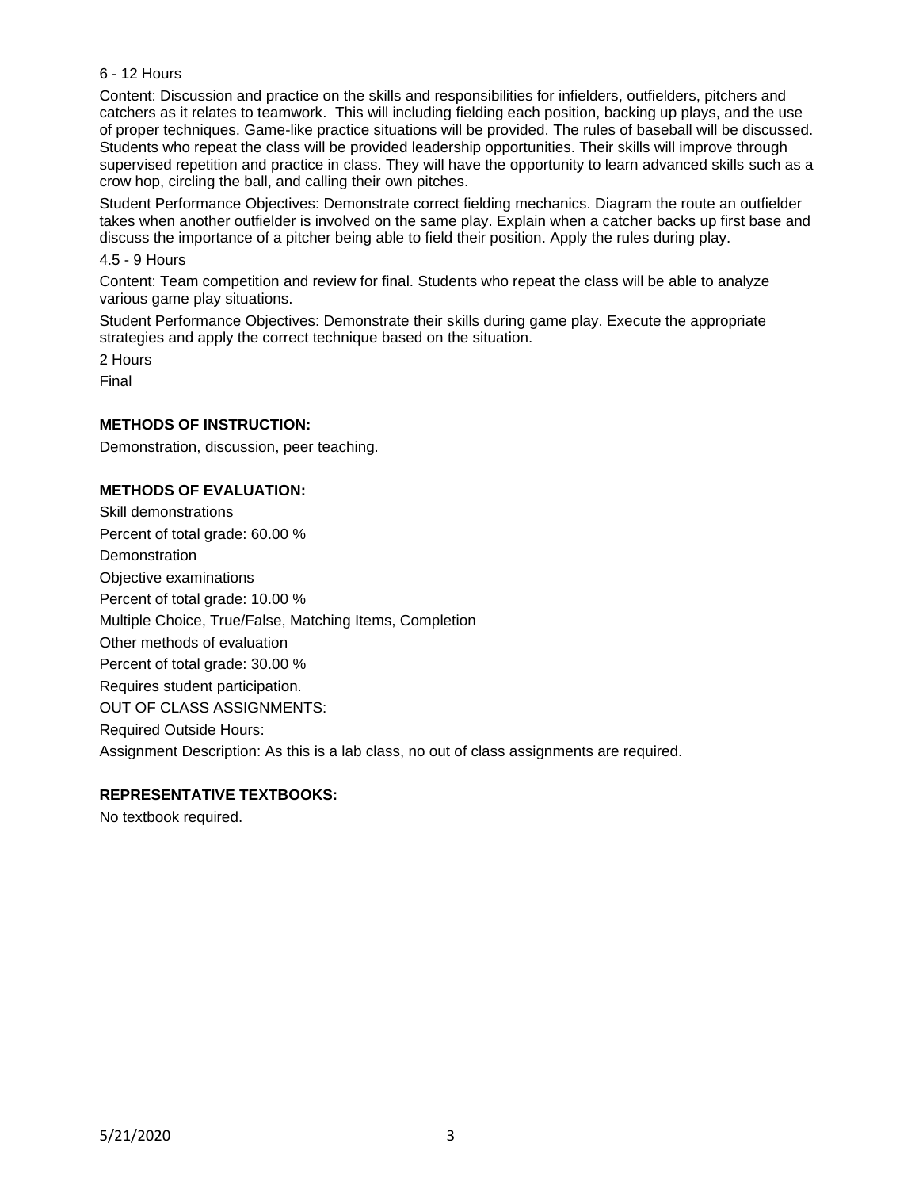6 - 12 Hours

Content: Discussion and practice on the skills and responsibilities for infielders, outfielders, pitchers and catchers as it relates to teamwork.  This will including fielding each position, backing up plays, and the use of proper techniques. Game-like practice situations will be provided. The rules of baseball will be discussed. Students who repeat the class will be provided leadership opportunities. Their skills will improve through supervised repetition and practice in class. They will have the opportunity to learn advanced skills such as a crow hop, circling the ball, and calling their own pitches.

Student Performance Objectives: Demonstrate correct fielding mechanics. Diagram the route an outfielder takes when another outfielder is involved on the same play. Explain when a catcher backs up first base and discuss the importance of a pitcher being able to field their position. Apply the rules during play.

4.5 - 9 Hours

Content: Team competition and review for final. Students who repeat the class will be able to analyze various game play situations.

Student Performance Objectives: Demonstrate their skills during game play. Execute the appropriate strategies and apply the correct technique based on the situation.

2 Hours

Final

**METHODS OF INSTRUCTION:**

Demonstration, discussion, peer teaching.

**METHODS OF EVALUATION:**

Skill demonstrations

Percent of total grade: 60.00 %

Demonstration

Objective examinations

Percent of total grade: 10.00 %

Multiple Choice, True/False, Matching Items, Completion

Other methods of evaluation

Percent of total grade: 30.00 %

Requires student participation.

OUT OF CLASS ASSIGNMENTS:

Required Outside Hours:

Assignment Description: As this is a lab class, no out of class assignments are required.

**REPRESENTATIVE TEXTBOOKS:**

No textbook required.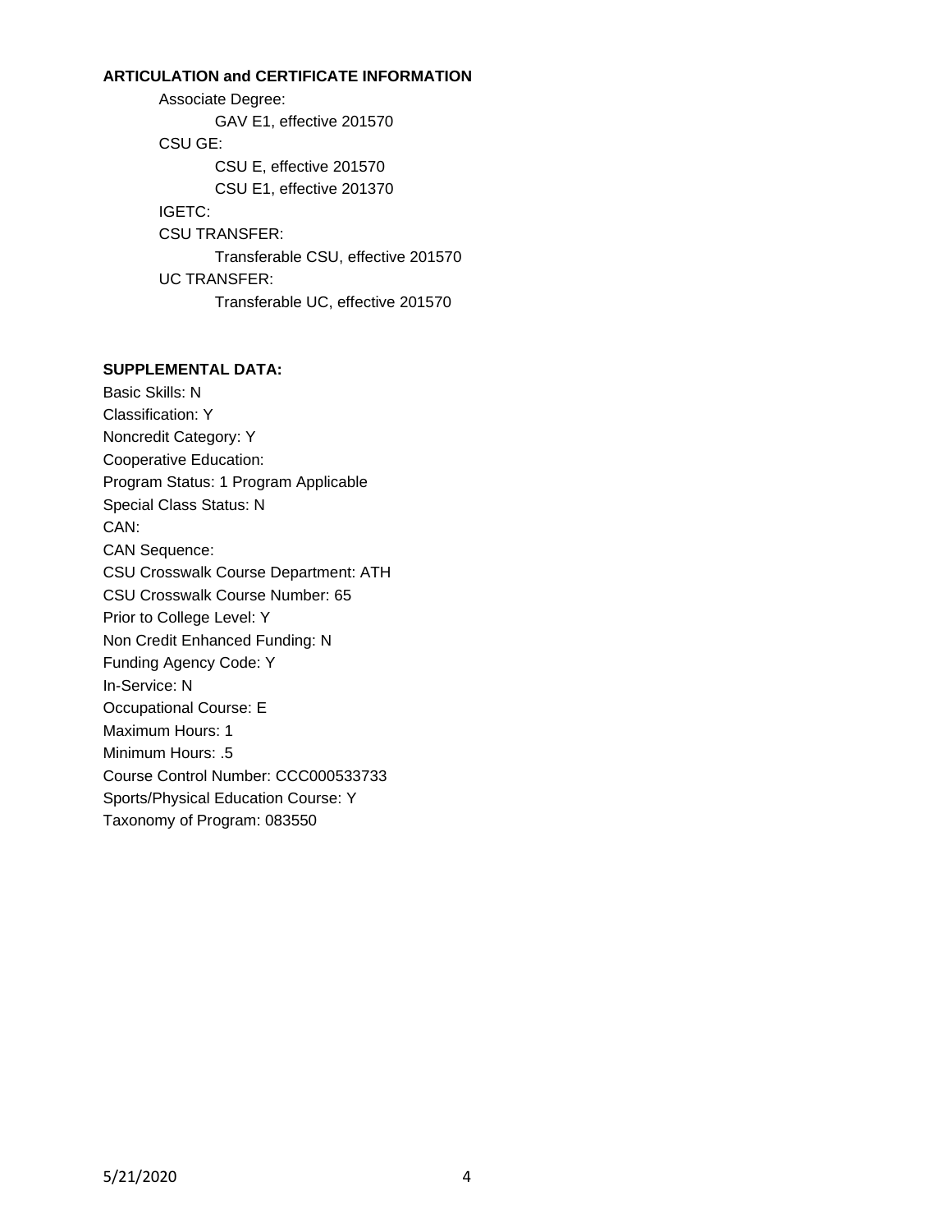**ARTICULATION and CERTIFICATE INFORMATION**

Associate Degree:

GAV E1, effective 201570

CSU GE:

CSU E, effective 201570

CSU E1, effective 201370

IGETC:

CSU TRANSFER:

Transferable CSU, effective 201570

UC TRANSFER:

Transferable UC, effective 201570

**SUPPLEMENTAL DATA:**

Basic Skills: N
Classification: Y
Noncredit Category: Y
Cooperative Education:
Program Status: 1 Program Applicable
Special Class Status: N
CAN:
CAN Sequence:
CSU Crosswalk Course Department: ATH
CSU Crosswalk Course Number: 65
Prior to College Level: Y
Non Credit Enhanced Funding: N
Funding Agency Code: Y
In-Service: N
Occupational Course: E
Maximum Hours: 1
Minimum Hours: .5
Course Control Number: CCC000533733
Sports/Physical Education Course: Y
Taxonomy of Program: 083550